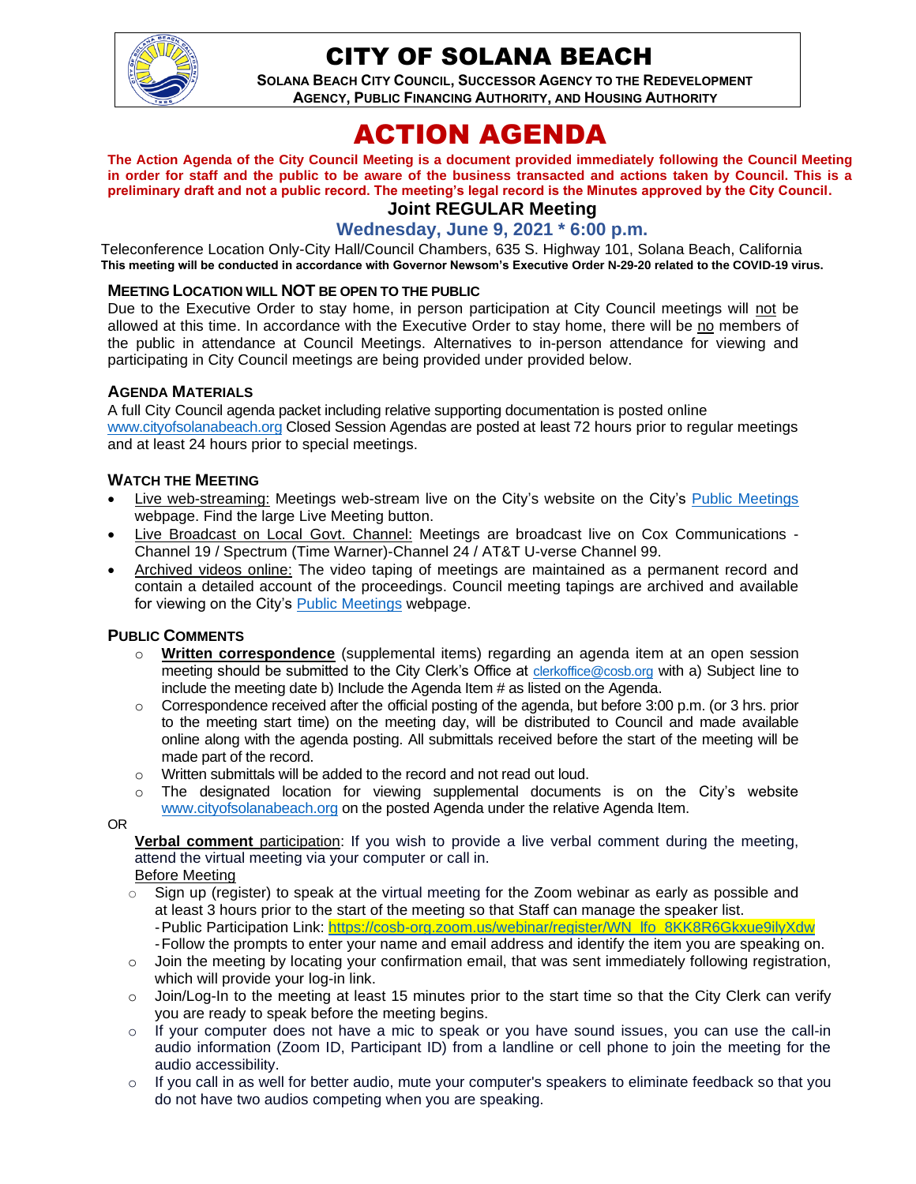# CITY OF SOLANA BEACH

**SOLANA BEACH CITY COUNCIL, SUCCESSOR AGENCY TO THE REDEVELOPMENT AGENCY, PUBLIC FINANCING AUTHORITY, AND HOUSING AUTHORITY**

# ACTION AGENDA

**The Action Agenda of the City Council Meeting is a document provided immediately following the Council Meeting in order for staff and the public to be aware of the business transacted and actions taken by Council. This is a preliminary draft and not a public record. The meeting's legal record is the Minutes approved by the City Council.**

## Joint REGULAR Meeting

### Wednesday, June 9, 2021 * 6:00 p.m.

Teleconference Location Only-City Hall/Council Chambers, 635 S. Highway 101, Solana Beach, California
**This meeting will be conducted in accordance with Governor Newsom's Executive Order N-29-20 related to the COVID-19 virus.**

#### MEETING LOCATION WILL NOT BE OPEN TO THE PUBLIC

Due to the Executive Order to stay home, in person participation at City Council meetings will not be allowed at this time. In accordance with the Executive Order to stay home, there will be no members of the public in attendance at Council Meetings. Alternatives to in-person attendance for viewing and participating in City Council meetings are being provided under provided below.

#### AGENDA MATERIALS

A full City Council agenda packet including relative supporting documentation is posted online www.cityofsolanabeach.org Closed Session Agendas are posted at least 72 hours prior to regular meetings and at least 24 hours prior to special meetings.

#### WATCH THE MEETING

- Live web-streaming: Meetings web-stream live on the City's website on the City's Public Meetings webpage. Find the large Live Meeting button.
- Live Broadcast on Local Govt. Channel: Meetings are broadcast live on Cox Communications - Channel 19 / Spectrum (Time Warner)-Channel 24 / AT&T U-verse Channel 99.
- Archived videos online: The video taping of meetings are maintained as a permanent record and contain a detailed account of the proceedings. Council meeting tapings are archived and available for viewing on the City's Public Meetings webpage.

#### PUBLIC COMMENTS

- **Written correspondence** (supplemental items) regarding an agenda item at an open session meeting should be submitted to the City Clerk's Office at clerkoffice@cosb.org with a) Subject line to include the meeting date b) Include the Agenda Item # as listed on the Agenda.
- Correspondence received after the official posting of the agenda, but before 3:00 p.m. (or 3 hrs. prior to the meeting start time) on the meeting day, will be distributed to Council and made available online along with the agenda posting. All submittals received before the start of the meeting will be made part of the record.
- Written submittals will be added to the record and not read out loud.
- The designated location for viewing supplemental documents is on the City's website www.cityofsolanabeach.org on the posted Agenda under the relative Agenda Item.

OR

**Verbal comment** participation: If you wish to provide a live verbal comment during the meeting, attend the virtual meeting via your computer or call in.

Before Meeting

- Sign up (register) to speak at the virtual meeting for the Zoom webinar as early as possible and at least 3 hours prior to the start of the meeting so that Staff can manage the speaker list.
  - Public Participation Link: https://cosb-org.zoom.us/webinar/register/WN_lfo_8KK8R6Gkxue9ilyXdw
  - Follow the prompts to enter your name and email address and identify the item you are speaking on.
- Join the meeting by locating your confirmation email, that was sent immediately following registration, which will provide your log-in link.
- Join/Log-In to the meeting at least 15 minutes prior to the start time so that the City Clerk can verify you are ready to speak before the meeting begins.
- If your computer does not have a mic to speak or you have sound issues, you can use the call-in audio information (Zoom ID, Participant ID) from a landline or cell phone to join the meeting for the audio accessibility.
- If you call in as well for better audio, mute your computer's speakers to eliminate feedback so that you do not have two audios competing when you are speaking.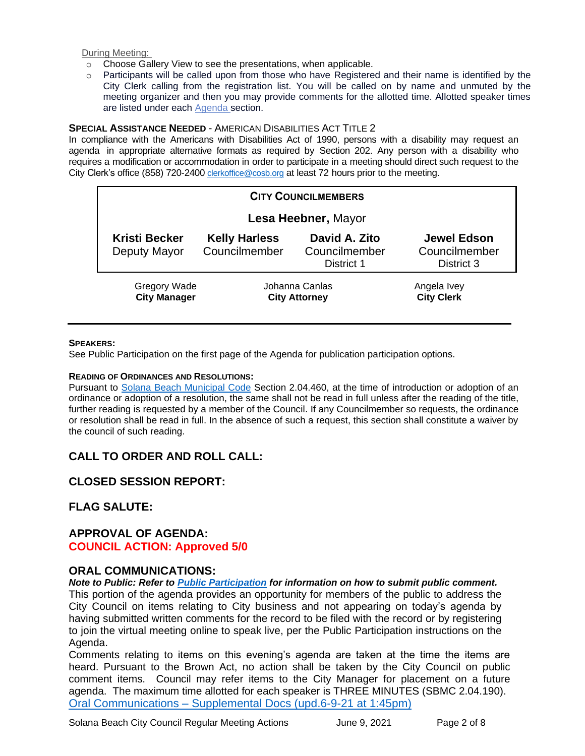During Meeting:

- Choose Gallery View to see the presentations, when applicable.
- Participants will be called upon from those who have Registered and their name is identified by the City Clerk calling from the registration list. You will be called on by name and unmuted by the meeting organizer and then you may provide comments for the allotted time. Allotted speaker times are listed under each Agenda section.

**SPECIAL ASSISTANCE NEEDED** - AMERICAN DISABILITIES ACT TITLE 2

In compliance with the Americans with Disabilities Act of 1990, persons with a disability may request an agenda in appropriate alternative formats as required by Section 202. Any person with a disability who requires a modification or accommodation in order to participate in a meeting should direct such request to the City Clerk's office (858) 720-2400 clerkoffice@cosb.org at least 72 hours prior to the meeting.

**CITY COUNCILMEMBERS**

**Lesa Heebner,** Mayor

| **Kristi Becker** | **Kelly Harless** | **David A. Zito** | **Jewel Edson** |
|---|---|---|---|
| Deputy Mayor | Councilmember | Councilmember District 1 | Councilmember District 3 |

| Gregory Wade | Johanna Canlas | Angela Ivey |
|---|---|---|
| **City Manager** | **City Attorney** | **City Clerk** |

**SPEAKERS:**

See Public Participation on the first page of the Agenda for publication participation options.

**READING OF ORDINANCES AND RESOLUTIONS:**

Pursuant to Solana Beach Municipal Code Section 2.04.460, at the time of introduction or adoption of an ordinance or adoption of a resolution, the same shall not be read in full unless after the reading of the title, further reading is requested by a member of the Council. If any Councilmember so requests, the ordinance or resolution shall be read in full. In the absence of such a request, this section shall constitute a waiver by the council of such reading.

## CALL TO ORDER AND ROLL CALL:

## CLOSED SESSION REPORT:

## FLAG SALUTE:

## APPROVAL OF AGENDA:

**COUNCIL ACTION: Approved 5/0**

## ORAL COMMUNICATIONS:

***Note to Public: Refer to Public Participation for information on how to submit public comment.***

This portion of the agenda provides an opportunity for members of the public to address the City Council on items relating to City business and not appearing on today's agenda by having submitted written comments for the record to be filed with the record or by registering to join the virtual meeting online to speak live, per the Public Participation instructions on the Agenda.

Comments relating to items on this evening's agenda are taken at the time the items are heard. Pursuant to the Brown Act, no action shall be taken by the City Council on public comment items. Council may refer items to the City Manager for placement on a future agenda. The maximum time allotted for each speaker is THREE MINUTES (SBMC 2.04.190).

Oral Communications – Supplemental Docs (upd.6-9-21 at 1:45pm)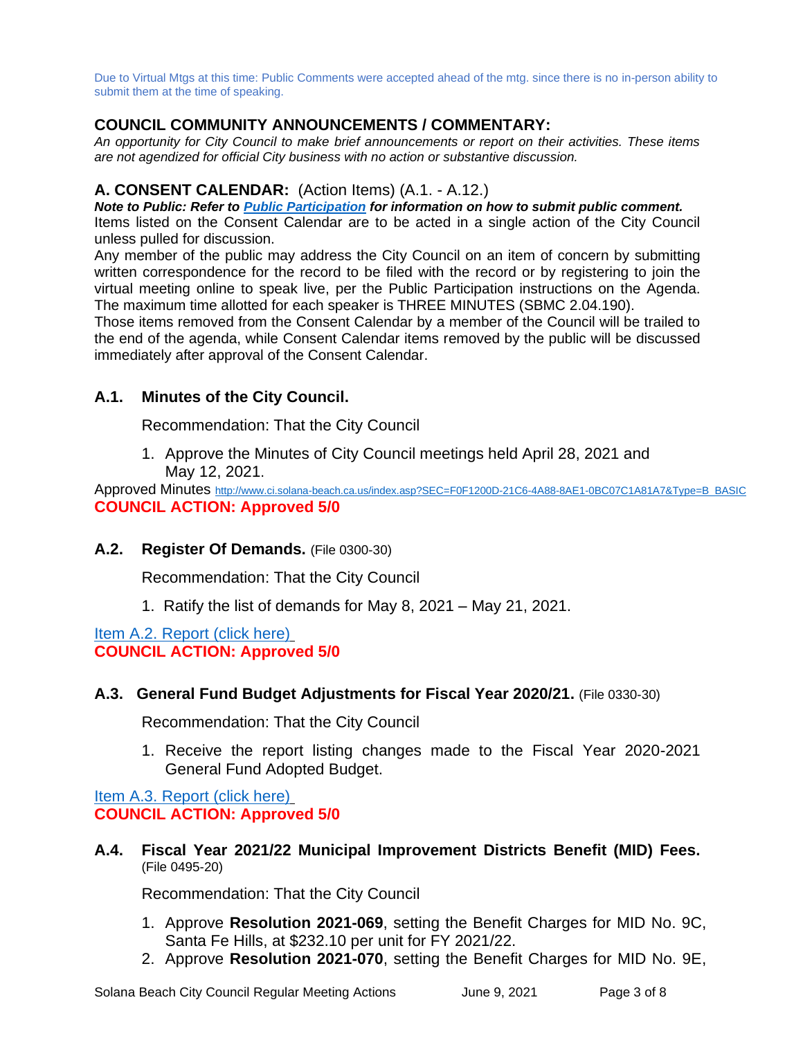Due to Virtual Mtgs at this time: Public Comments were accepted ahead of the mtg. since there is no in-person ability to submit them at the time of speaking.

## COUNCIL COMMUNITY ANNOUNCEMENTS / COMMENTARY:

*An opportunity for City Council to make brief announcements or report on their activities. These items are not agendized for official City business with no action or substantive discussion.*

## A. CONSENT CALENDAR: (Action Items) (A.1. - A.12.)

***Note to Public: Refer to Public Participation for information on how to submit public comment.***

Items listed on the Consent Calendar are to be acted in a single action of the City Council unless pulled for discussion.

Any member of the public may address the City Council on an item of concern by submitting written correspondence for the record to be filed with the record or by registering to join the virtual meeting online to speak live, per the Public Participation instructions on the Agenda. The maximum time allotted for each speaker is THREE MINUTES (SBMC 2.04.190).

Those items removed from the Consent Calendar by a member of the Council will be trailed to the end of the agenda, while Consent Calendar items removed by the public will be discussed immediately after approval of the Consent Calendar.

### A.1. Minutes of the City Council.

Recommendation: That the City Council

1. Approve the Minutes of City Council meetings held April 28, 2021 and May 12, 2021.

Approved Minutes http://www.ci.solana-beach.ca.us/index.asp?SEC=F0F1200D-21C6-4A88-8AE1-0BC07C1A81A7&Type=B_BASIC

**COUNCIL ACTION: Approved 5/0**

### A.2. Register Of Demands. (File 0300-30)

Recommendation: That the City Council

1. Ratify the list of demands for May 8, 2021 – May 21, 2021.

Item A.2. Report (click here)

**COUNCIL ACTION: Approved 5/0**

### A.3. General Fund Budget Adjustments for Fiscal Year 2020/21. (File 0330-30)

Recommendation: That the City Council

1. Receive the report listing changes made to the Fiscal Year 2020-2021 General Fund Adopted Budget.

Item A.3. Report (click here)

**COUNCIL ACTION: Approved 5/0**

### A.4. Fiscal Year 2021/22 Municipal Improvement Districts Benefit (MID) Fees. (File 0495-20)

Recommendation: That the City Council

1. Approve **Resolution 2021-069**, setting the Benefit Charges for MID No. 9C, Santa Fe Hills, at $232.10 per unit for FY 2021/22.
2. Approve **Resolution 2021-070**, setting the Benefit Charges for MID No. 9E,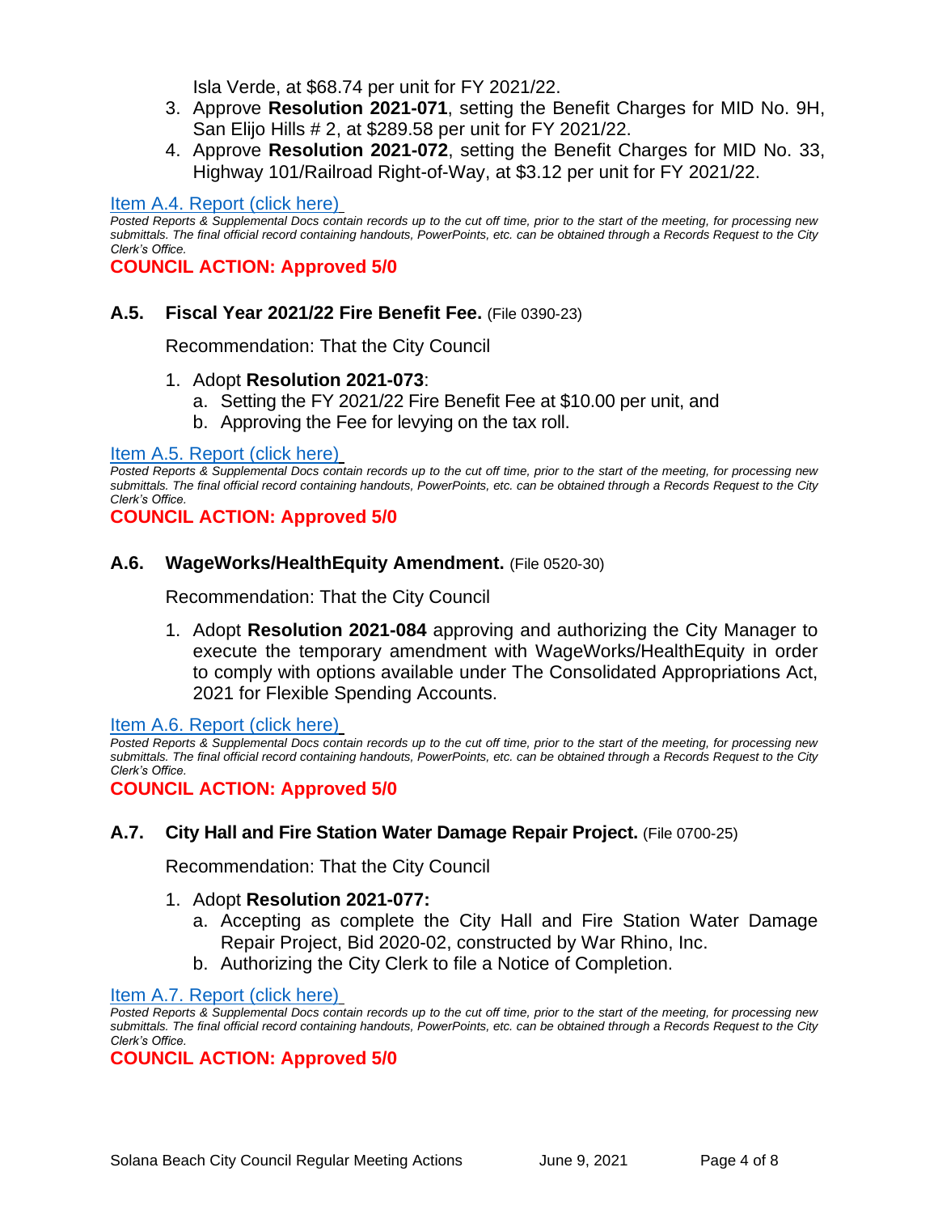Isla Verde, at $68.74 per unit for FY 2021/22.

3. Approve **Resolution 2021-071**, setting the Benefit Charges for MID No. 9H, San Elijo Hills # 2, at $289.58 per unit for FY 2021/22.
4. Approve **Resolution 2021-072**, setting the Benefit Charges for MID No. 33, Highway 101/Railroad Right-of-Way, at $3.12 per unit for FY 2021/22.

Item A.4. Report (click here)

*Posted Reports & Supplemental Docs contain records up to the cut off time, prior to the start of the meeting, for processing new submittals. The final official record containing handouts, PowerPoints, etc. can be obtained through a Records Request to the City Clerk's Office.*

**COUNCIL ACTION: Approved 5/0**

### A.5. Fiscal Year 2021/22 Fire Benefit Fee. (File 0390-23)

Recommendation: That the City Council

1. Adopt **Resolution 2021-073**:
   a. Setting the FY 2021/22 Fire Benefit Fee at $10.00 per unit, and
   b. Approving the Fee for levying on the tax roll.

Item A.5. Report (click here)

*Posted Reports & Supplemental Docs contain records up to the cut off time, prior to the start of the meeting, for processing new submittals. The final official record containing handouts, PowerPoints, etc. can be obtained through a Records Request to the City Clerk's Office.*

**COUNCIL ACTION: Approved 5/0**

### A.6. WageWorks/HealthEquity Amendment. (File 0520-30)

Recommendation: That the City Council

1. Adopt **Resolution 2021-084** approving and authorizing the City Manager to execute the temporary amendment with WageWorks/HealthEquity in order to comply with options available under The Consolidated Appropriations Act, 2021 for Flexible Spending Accounts.

Item A.6. Report (click here)

*Posted Reports & Supplemental Docs contain records up to the cut off time, prior to the start of the meeting, for processing new submittals. The final official record containing handouts, PowerPoints, etc. can be obtained through a Records Request to the City Clerk's Office.*

**COUNCIL ACTION: Approved 5/0**

### A.7. City Hall and Fire Station Water Damage Repair Project. (File 0700-25)

Recommendation: That the City Council

1. Adopt **Resolution 2021-077:**
   a. Accepting as complete the City Hall and Fire Station Water Damage Repair Project, Bid 2020-02, constructed by War Rhino, Inc.
   b. Authorizing the City Clerk to file a Notice of Completion.

Item A.7. Report (click here)

*Posted Reports & Supplemental Docs contain records up to the cut off time, prior to the start of the meeting, for processing new submittals. The final official record containing handouts, PowerPoints, etc. can be obtained through a Records Request to the City Clerk's Office.*

**COUNCIL ACTION: Approved 5/0**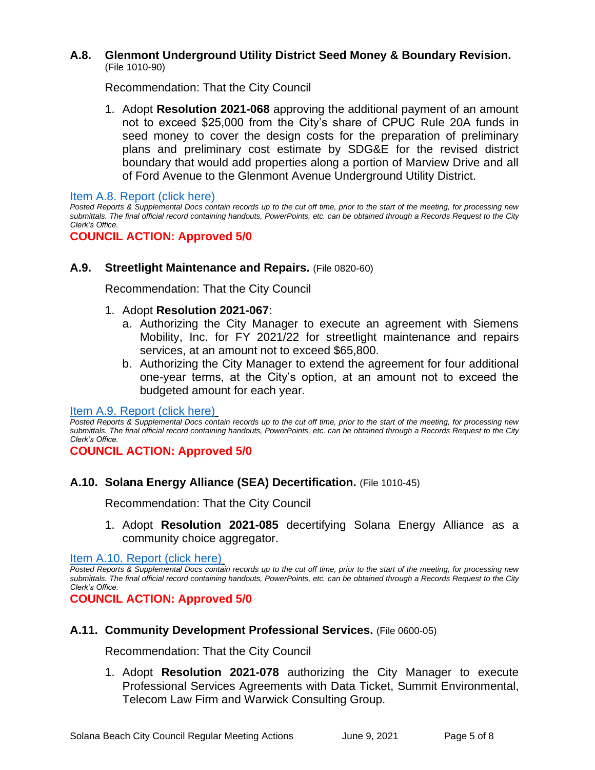### A.8. Glenmont Underground Utility District Seed Money & Boundary Revision. (File 1010-90)

Recommendation: That the City Council

1. Adopt **Resolution 2021-068** approving the additional payment of an amount not to exceed $25,000 from the City's share of CPUC Rule 20A funds in seed money to cover the design costs for the preparation of preliminary plans and preliminary cost estimate by SDG&E for the revised district boundary that would add properties along a portion of Marview Drive and all of Ford Avenue to the Glenmont Avenue Underground Utility District.

Item A.8. Report (click here)

*Posted Reports & Supplemental Docs contain records up to the cut off time, prior to the start of the meeting, for processing new submittals. The final official record containing handouts, PowerPoints, etc. can be obtained through a Records Request to the City Clerk's Office.*

**COUNCIL ACTION: Approved 5/0**

### A.9. Streetlight Maintenance and Repairs. (File 0820-60)

Recommendation: That the City Council

1. Adopt **Resolution 2021-067**:
   a. Authorizing the City Manager to execute an agreement with Siemens Mobility, Inc. for FY 2021/22 for streetlight maintenance and repairs services, at an amount not to exceed $65,800.
   b. Authorizing the City Manager to extend the agreement for four additional one-year terms, at the City's option, at an amount not to exceed the budgeted amount for each year.

Item A.9. Report (click here)

*Posted Reports & Supplemental Docs contain records up to the cut off time, prior to the start of the meeting, for processing new submittals. The final official record containing handouts, PowerPoints, etc. can be obtained through a Records Request to the City Clerk's Office.*

**COUNCIL ACTION: Approved 5/0**

### A.10. Solana Energy Alliance (SEA) Decertification. (File 1010-45)

Recommendation: That the City Council

1. Adopt **Resolution 2021-085** decertifying Solana Energy Alliance as a community choice aggregator.

Item A.10. Report (click here)

*Posted Reports & Supplemental Docs contain records up to the cut off time, prior to the start of the meeting, for processing new submittals. The final official record containing handouts, PowerPoints, etc. can be obtained through a Records Request to the City Clerk's Office.*

**COUNCIL ACTION: Approved 5/0**

### A.11. Community Development Professional Services. (File 0600-05)

Recommendation: That the City Council

1. Adopt **Resolution 2021-078** authorizing the City Manager to execute Professional Services Agreements with Data Ticket, Summit Environmental, Telecom Law Firm and Warwick Consulting Group.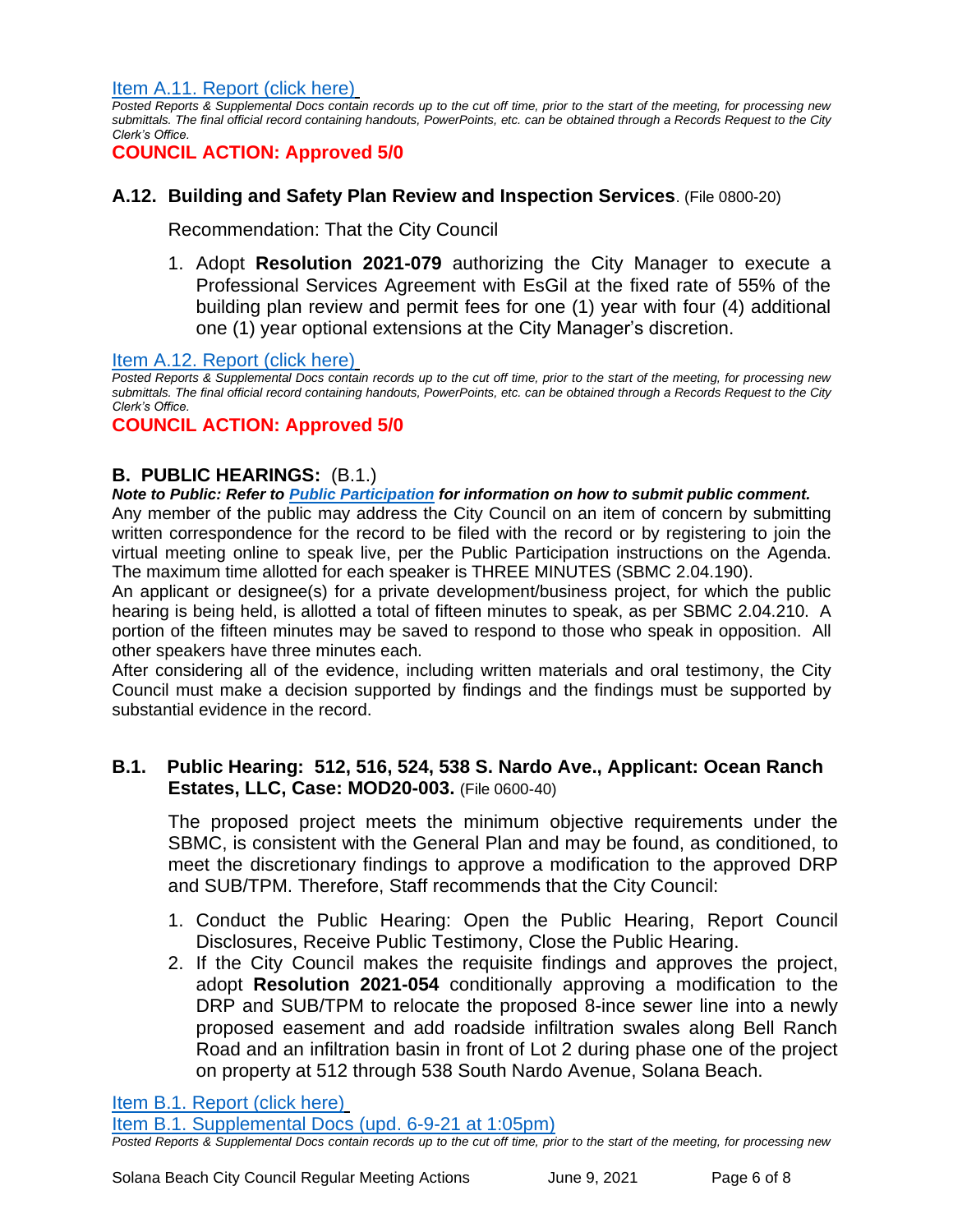[Item A.11. Report (click here)](#)

*Posted Reports & Supplemental Docs contain records up to the cut off time, prior to the start of the meeting, for processing new submittals. The final official record containing handouts, PowerPoints, etc. can be obtained through a Records Request to the City Clerk's Office.*

**COUNCIL ACTION: Approved 5/0**

### A.12. Building and Safety Plan Review and Inspection Services. (File 0800-20)

Recommendation: That the City Council

1. Adopt **Resolution 2021-079** authorizing the City Manager to execute a Professional Services Agreement with EsGil at the fixed rate of 55% of the building plan review and permit fees for one (1) year with four (4) additional one (1) year optional extensions at the City Manager's discretion.

[Item A.12. Report (click here)](#)

*Posted Reports & Supplemental Docs contain records up to the cut off time, prior to the start of the meeting, for processing new submittals. The final official record containing handouts, PowerPoints, etc. can be obtained through a Records Request to the City Clerk's Office.*

**COUNCIL ACTION: Approved 5/0**

## B. PUBLIC HEARINGS: (B.1.)

***Note to Public: Refer to [Public Participation](#) for information on how to submit public comment.***

Any member of the public may address the City Council on an item of concern by submitting written correspondence for the record to be filed with the record or by registering to join the virtual meeting online to speak live, per the Public Participation instructions on the Agenda. The maximum time allotted for each speaker is THREE MINUTES (SBMC 2.04.190).

An applicant or designee(s) for a private development/business project, for which the public hearing is being held, is allotted a total of fifteen minutes to speak, as per SBMC 2.04.210. A portion of the fifteen minutes may be saved to respond to those who speak in opposition. All other speakers have three minutes each.

After considering all of the evidence, including written materials and oral testimony, the City Council must make a decision supported by findings and the findings must be supported by substantial evidence in the record.

### B.1. Public Hearing: 512, 516, 524, 538 S. Nardo Ave., Applicant: Ocean Ranch Estates, LLC, Case: MOD20-003. (File 0600-40)

The proposed project meets the minimum objective requirements under the SBMC, is consistent with the General Plan and may be found, as conditioned, to meet the discretionary findings to approve a modification to the approved DRP and SUB/TPM. Therefore, Staff recommends that the City Council:

1. Conduct the Public Hearing: Open the Public Hearing, Report Council Disclosures, Receive Public Testimony, Close the Public Hearing.
2. If the City Council makes the requisite findings and approves the project, adopt **Resolution 2021-054** conditionally approving a modification to the DRP and SUB/TPM to relocate the proposed 8-ince sewer line into a newly proposed easement and add roadside infiltration swales along Bell Ranch Road and an infiltration basin in front of Lot 2 during phase one of the project on property at 512 through 538 South Nardo Avenue, Solana Beach.

[Item B.1. Report (click here)](#)

[Item B.1. Supplemental Docs (upd. 6-9-21 at 1:05pm)](#)

*Posted Reports & Supplemental Docs contain records up to the cut off time, prior to the start of the meeting, for processing new*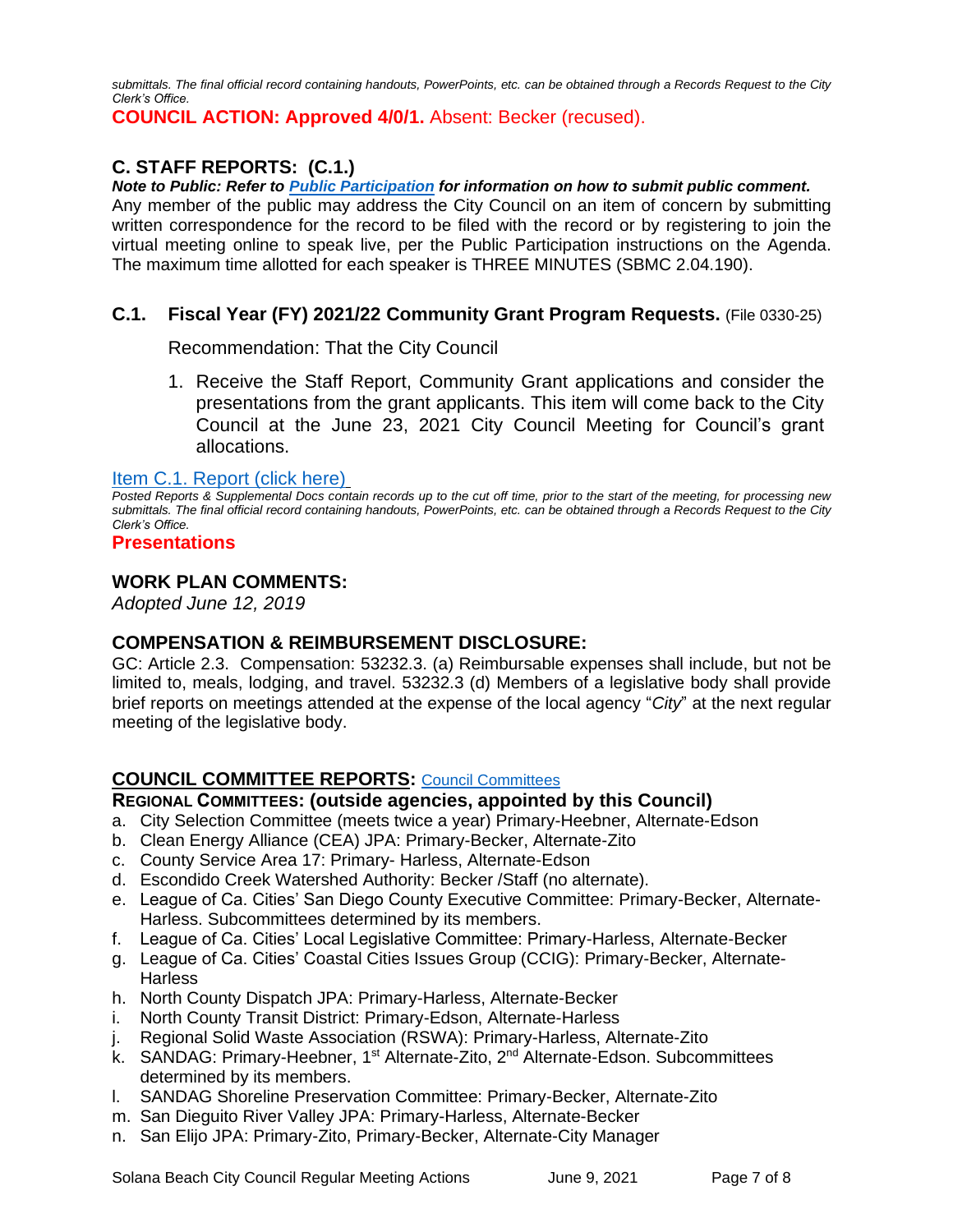*submittals. The final official record containing handouts, PowerPoints, etc. can be obtained through a Records Request to the City Clerk's Office.*

**COUNCIL ACTION: Approved 4/0/1.** Absent: Becker (recused).

## C. STAFF REPORTS: (C.1.)

***Note to Public: Refer to [Public Participation](#) for information on how to submit public comment.***

Any member of the public may address the City Council on an item of concern by submitting written correspondence for the record to be filed with the record or by registering to join the virtual meeting online to speak live, per the Public Participation instructions on the Agenda. The maximum time allotted for each speaker is THREE MINUTES (SBMC 2.04.190).

### C.1. Fiscal Year (FY) 2021/22 Community Grant Program Requests. (File 0330-25)

Recommendation: That the City Council

1. Receive the Staff Report, Community Grant applications and consider the presentations from the grant applicants. This item will come back to the City Council at the June 23, 2021 City Council Meeting for Council's grant allocations.

[Item C.1. Report (click here)](#)

*Posted Reports & Supplemental Docs contain records up to the cut off time, prior to the start of the meeting, for processing new submittals. The final official record containing handouts, PowerPoints, etc. can be obtained through a Records Request to the City Clerk's Office.*

**Presentations**

## WORK PLAN COMMENTS:

*Adopted June 12, 2019*

## COMPENSATION & REIMBURSEMENT DISCLOSURE:

GC: Article 2.3. Compensation: 53232.3. (a) Reimbursable expenses shall include, but not be limited to, meals, lodging, and travel. 53232.3 (d) Members of a legislative body shall provide brief reports on meetings attended at the expense of the local agency "*City*" at the next regular meeting of the legislative body.

## COUNCIL COMMITTEE REPORTS: [Council Committees](#)

### REGIONAL COMMITTEES: (outside agencies, appointed by this Council)

a. City Selection Committee (meets twice a year) Primary-Heebner, Alternate-Edson
b. Clean Energy Alliance (CEA) JPA: Primary-Becker, Alternate-Zito
c. County Service Area 17: Primary- Harless, Alternate-Edson
d. Escondido Creek Watershed Authority: Becker /Staff (no alternate).
e. League of Ca. Cities' San Diego County Executive Committee: Primary-Becker, Alternate-Harless. Subcommittees determined by its members.
f. League of Ca. Cities' Local Legislative Committee: Primary-Harless, Alternate-Becker
g. League of Ca. Cities' Coastal Cities Issues Group (CCIG): Primary-Becker, Alternate-Harless
h. North County Dispatch JPA: Primary-Harless, Alternate-Becker
i. North County Transit District: Primary-Edson, Alternate-Harless
j. Regional Solid Waste Association (RSWA): Primary-Harless, Alternate-Zito
k. SANDAG: Primary-Heebner, 1st Alternate-Zito, 2nd Alternate-Edson. Subcommittees determined by its members.
l. SANDAG Shoreline Preservation Committee: Primary-Becker, Alternate-Zito
m. San Dieguito River Valley JPA: Primary-Harless, Alternate-Becker
n. San Elijo JPA: Primary-Zito, Primary-Becker, Alternate-City Manager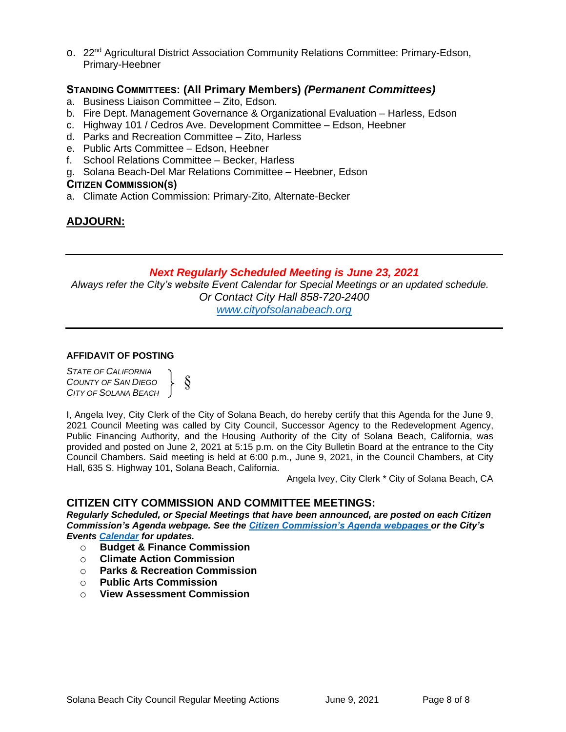o. 22nd Agricultural District Association Community Relations Committee: Primary-Edson, Primary-Heebner

**STANDING COMMITTEES: (All Primary Members)** ***(Permanent Committees)***

a. Business Liaison Committee – Zito, Edson.
b. Fire Dept. Management Governance & Organizational Evaluation – Harless, Edson
c. Highway 101 / Cedros Ave. Development Committee – Edson, Heebner
d. Parks and Recreation Committee – Zito, Harless
e. Public Arts Committee – Edson, Heebner
f. School Relations Committee – Becker, Harless
g. Solana Beach-Del Mar Relations Committee – Heebner, Edson

**CITIZEN COMMISSION(S)**

a. Climate Action Commission: Primary-Zito, Alternate-Becker

## ADJOURN:

---

***Next Regularly Scheduled Meeting is June 23, 2021***

*Always refer the City's website Event Calendar for Special Meetings or an updated schedule.*
*Or Contact City Hall 858-720-2400*
*www.cityofsolanabeach.org*

---

**AFFIDAVIT OF POSTING**

*STATE OF CALIFORNIA*
*COUNTY OF SAN DIEGO* } §
*CITY OF SOLANA BEACH*

I, Angela Ivey, City Clerk of the City of Solana Beach, do hereby certify that this Agenda for the June 9, 2021 Council Meeting was called by City Council, Successor Agency to the Redevelopment Agency, Public Financing Authority, and the Housing Authority of the City of Solana Beach, California, was provided and posted on June 2, 2021 at 5:15 p.m. on the City Bulletin Board at the entrance to the City Council Chambers. Said meeting is held at 6:00 p.m., June 9, 2021, in the Council Chambers, at City Hall, 635 S. Highway 101, Solana Beach, California.

Angela Ivey, City Clerk * City of Solana Beach, CA

## CITIZEN CITY COMMISSION AND COMMITTEE MEETINGS:

***Regularly Scheduled, or Special Meetings that have been announced, are posted on each Citizen Commission's Agenda webpage. See the Citizen Commission's Agenda webpages or the City's Events Calendar for updates.***

- **Budget & Finance Commission**
- **Climate Action Commission**
- **Parks & Recreation Commission**
- **Public Arts Commission**
- **View Assessment Commission**